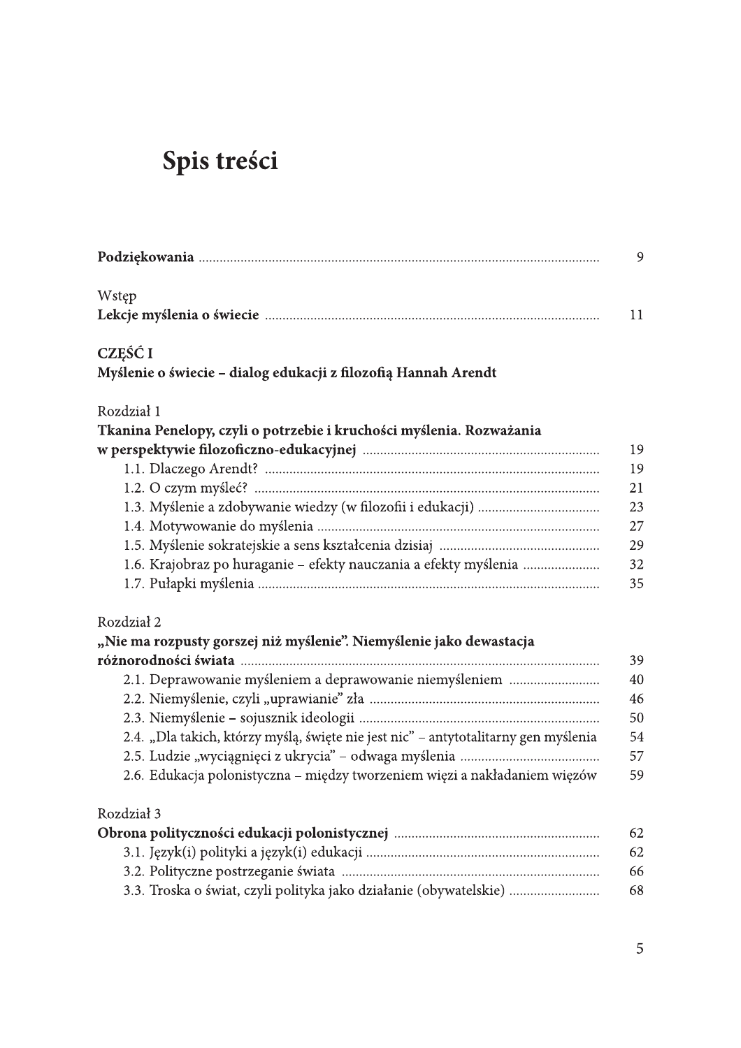# Spis treści

| | |
|---|---|
| **Podziękowania** | 9 |
| Wstęp<br>**Lekcje myślenia o świecie** | 11 |

**CZĘŚĆ I**
**Myślenie o świecie – dialog edukacji z filozofią Hannah Arendt**

| | |
|---|---|
| Rozdział 1<br>**Tkanina Penelopy, czyli o potrzebie i kruchości myślenia. Rozważania w perspektywie filozoficzno-edukacyjnej** | 19 |
| 1.1. Dlaczego Arendt? | 19 |
| 1.2. O czym myśleć? | 21 |
| 1.3. Myślenie a zdobywanie wiedzy (w filozofii i edukacji) | 23 |
| 1.4. Motywowanie do myślenia | 27 |
| 1.5. Myślenie sokratejskie a sens kształcenia dzisiaj | 29 |
| 1.6. Krajobraz po huraganie – efekty nauczania a efekty myślenia | 32 |
| 1.7. Pułapki myślenia | 35 |
| Rozdział 2<br>**„Nie ma rozpusty gorszej niż myślenie". Niemyślenie jako dewastacja różnorodności świata** | 39 |
| 2.1. Deprawowanie myśleniem a deprawowanie niemyśleniem | 40 |
| 2.2. Niemyślenie, czyli „uprawianie" zła | 46 |
| 2.3. Niemyślenie – sojusznik ideologii | 50 |
| 2.4. „Dla takich, którzy myślą, święte nie jest nic" – antytotalitarny gen myślenia | 54 |
| 2.5. Ludzie „wyciągnięci z ukrycia" – odwaga myślenia | 57 |
| 2.6. Edukacja polonistyczna – między tworzeniem więzi a nakładaniem więzów | 59 |
| Rozdział 3<br>**Obrona polityczności edukacji polonistycznej** | 62 |
| 3.1. Język(i) polityki a język(i) edukacji | 62 |
| 3.2. Polityczne postrzeganie świata | 66 |
| 3.3. Troska o świat, czyli polityka jako działanie (obywatelskie) | 68 |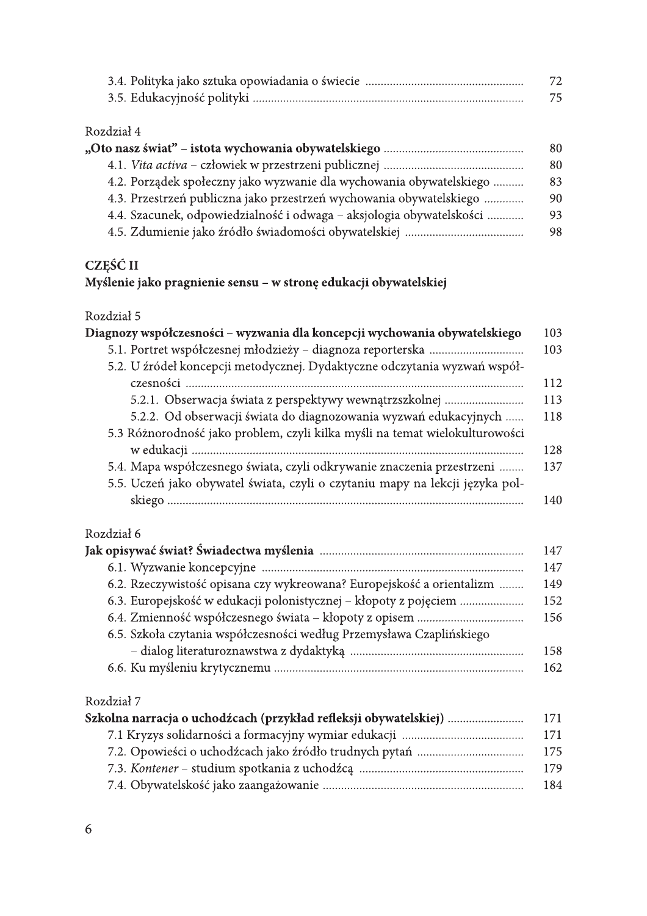3.4. Polityka jako sztuka opowiadania o świecie ... 72
3.5. Edukacyjność polityki ... 75

Rozdział 4
**„Oto nasz świat" – istota wychowania obywatelskiego** ... 80
4.1. *Vita activa* – człowiek w przestrzeni publicznej ... 80
4.2. Porządek społeczny jako wyzwanie dla wychowania obywatelskiego ... 83
4.3. Przestrzeń publiczna jako przestrzeń wychowania obywatelskiego ... 90
4.4. Szacunek, odpowiedzialność i odwaga – aksjologia obywatelskości ... 93
4.5. Zdumienie jako źródło świadomości obywatelskiej ... 98

**CZĘŚĆ II**
**Myślenie jako pragnienie sensu – w stronę edukacji obywatelskiej**

Rozdział 5
**Diagnozy współczesności – wyzwania dla koncepcji wychowania obywatelskiego** 103
5.1. Portret współczesnej młodzieży – diagnoza reporterska ... 103
5.2. U źródeł koncepcji metodycznej. Dydaktyczne odczytania wyzwań współczesności ... 112
5.2.1. Obserwacja świata z perspektywy wewnątrzszkolnej ... 113
5.2.2. Od obserwacji świata do diagnozowania wyzwań edukacyjnych ... 118
5.3 Różnorodność jako problem, czyli kilka myśli na temat wielokulturowości w edukacji ... 128
5.4. Mapa współczesnego świata, czyli odkrywanie znaczenia przestrzeni ... 137
5.5. Uczeń jako obywatel świata, czyli o czytaniu mapy na lekcji języka polskiego ... 140

Rozdział 6
**Jak opisywać świat? Świadectwa myślenia** ... 147
6.1. Wyzwanie koncepcyjne ... 147
6.2. Rzeczywistość opisana czy wykreowana? Europejskość a orientalizm ... 149
6.3. Europejskość w edukacji polonistycznej – kłopoty z pojęciem ... 152
6.4. Zmienność współczesnego świata – kłopoty z opisem ... 156
6.5. Szkoła czytania współczesności według Przemysława Czaplińskiego – dialog literaturoznawstwa z dydaktyką ... 158
6.6. Ku myśleniu krytycznemu ... 162

Rozdział 7
**Szkolna narracja o uchodźcach (przykład refleksji obywatelskiej)** ... 171
7.1 Kryzys solidarności a formacyjny wymiar edukacji ... 171
7.2. Opowieści o uchodźcach jako źródło trudnych pytań ... 175
7.3. *Kontener* – studium spotkania z uchodźcą ... 179
7.4. Obywatelskość jako zaangażowanie ... 184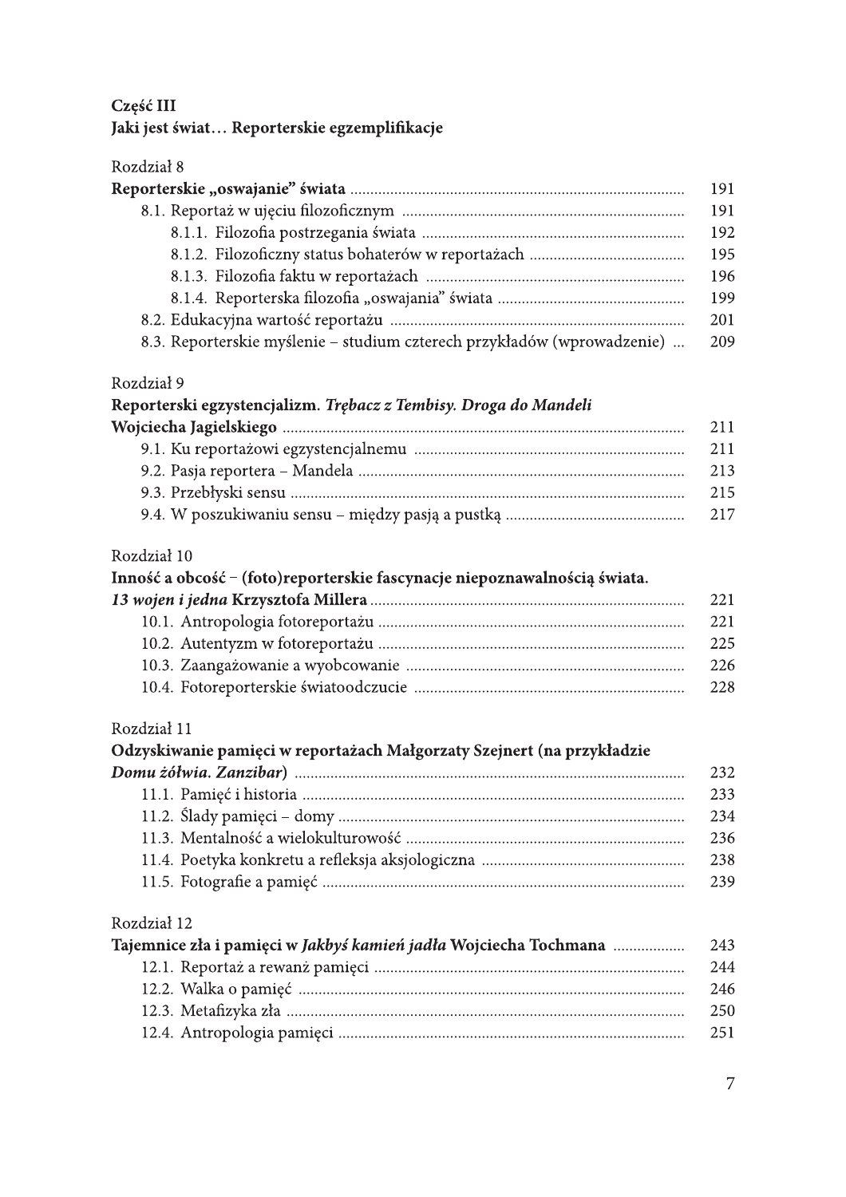**Część III**
**Jaki jest świat… Reporterskie egzemplifikacje**

Rozdział 8
**Reporterskie „oswajanie" świata** ............ 191
8.1. Reportaż w ujęciu filozoficznym ............ 191
8.1.1. Filozofia postrzegania świata ............ 192
8.1.2. Filozoficzny status bohaterów w reportażach ............ 195
8.1.3. Filozofia faktu w reportażach ............ 196
8.1.4. Reporterska filozofia „oswajania" świata ............ 199
8.2. Edukacyjna wartość reportażu ............ 201
8.3. Reporterskie myślenie – studium czterech przykładów (wprowadzenie) ... 209

Rozdział 9
**Reporterski egzystencjalizm. *Trębacz z Tembisy. Droga do Mandeli* Wojciecha Jagielskiego** ............ 211
9.1. Ku reportażowi egzystencjalnemu ............ 211
9.2. Pasja reportera – Mandela ............ 213
9.3. Przebłyski sensu ............ 215
9.4. W poszukiwaniu sensu – między pasją a pustką ............ 217

Rozdział 10
**Inność a obcość – (foto)reporterskie fascynacje niepoznawalnością świata. *13 wojen i jedna* Krzysztofa Millera** ............ 221
10.1. Antropologia fotoreportażu ............ 221
10.2. Autentyzm w fotoreportażu ............ 225
10.3. Zaangażowanie a wyobcowanie ............ 226
10.4. Fotoreporterskie światoodczucie ............ 228

Rozdział 11
**Odzyskiwanie pamięci w reportażach Małgorzaty Szejnert (na przykładzie *Domu żółwia. Zanzibar*)** ............ 232
11.1. Pamięć i historia ............ 233
11.2. Ślady pamięci – domy ............ 234
11.3. Mentalność a wielokulturowość ............ 236
11.4. Poetyka konkretu a refleksja aksjologiczna ............ 238
11.5. Fotografie a pamięć ............ 239

Rozdział 12
**Tajemnice zła i pamięci w *Jakbyś kamień jadła* Wojciecha Tochmana** ............ 243
12.1. Reportaż a rewanż pamięci ............ 244
12.2. Walka o pamięć ............ 246
12.3. Metafizyka zła ............ 250
12.4. Antropologia pamięci ............ 251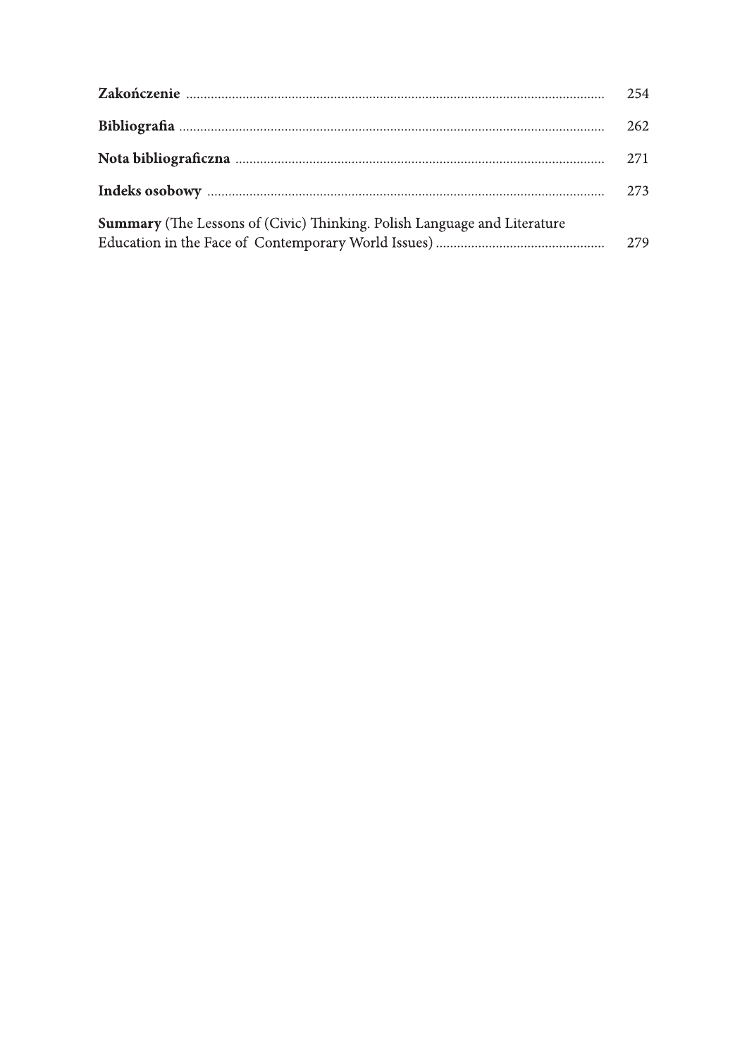**Zakończenie** ..................................................................................................... 254

**Bibliografia** ...................................................................................................... 262

**Nota bibliograficzna** ...................................................................................... 271

**Indeks osobowy** .............................................................................................. 273

**Summary** (The Lessons of (Civic) Thinking. Polish Language and Literature Education in the Face of Contemporary World Issues) ................................................ 279